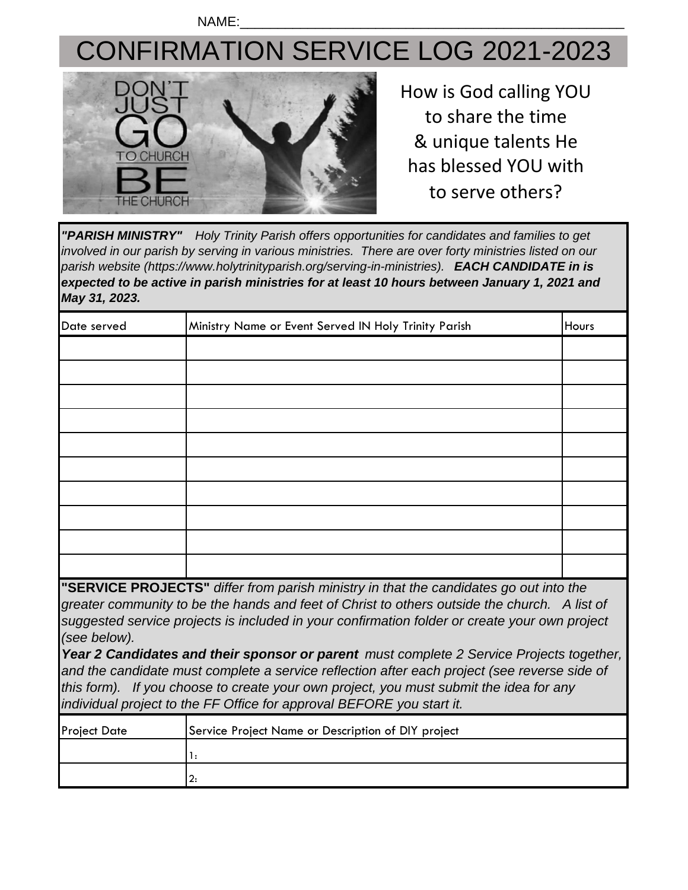NAME:___________________________________________________

# CONFIRMATION SERVICE LOG 2021-2023

How is God calling YOU to share the time & unique talents He has blessed YOU with to serve others?

***"PARISH MINISTRY"*** *Holy Trinity Parish offers opportunities for candidates and families to get involved in our parish by serving in various ministries. There are over forty ministries listed on our parish website (https://www.holytrinityparish.org/serving-in-ministries).* ***EACH CANDIDATE in is expected to be active in parish ministries for at least 10 hours between January 1, 2021 and May 31, 2023.***

| Date served | Ministry Name or Event Served IN Holy Trinity Parish | Hours |
|---|---|---|
| | | |
| | | |
| | | |
| | | |
| | | |
| | | |
| | | |
| | | |
| | | |
| | | |

**"SERVICE PROJECTS"** *differ from parish ministry in that the candidates go out into the greater community to be the hands and feet of Christ to others outside the church. A list of suggested service projects is included in your confirmation folder or create your own project (see below).*

***Year 2 Candidates and their sponsor or parent*** *must complete 2 Service Projects together, and the candidate must complete a service reflection after each project (see reverse side of this form). If you choose to create your own project, you must submit the idea for any individual project to the FF Office for approval BEFORE you start it.*

| Project Date | Service Project Name or Description of DIY project |
|---|---|
| | 1: |
| | 2: |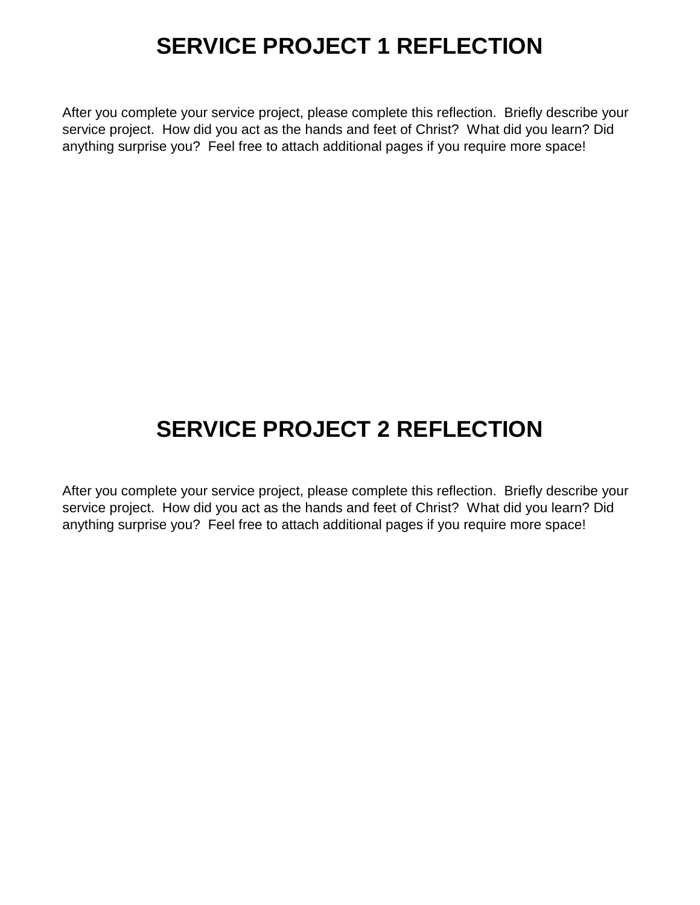# SERVICE PROJECT 1 REFLECTION

After you complete your service project, please complete this reflection. Briefly describe your service project. How did you act as the hands and feet of Christ? What did you learn? Did anything surprise you? Feel free to attach additional pages if you require more space!

# SERVICE PROJECT 2 REFLECTION

After you complete your service project, please complete this reflection. Briefly describe your service project. How did you act as the hands and feet of Christ? What did you learn? Did anything surprise you? Feel free to attach additional pages if you require more space!